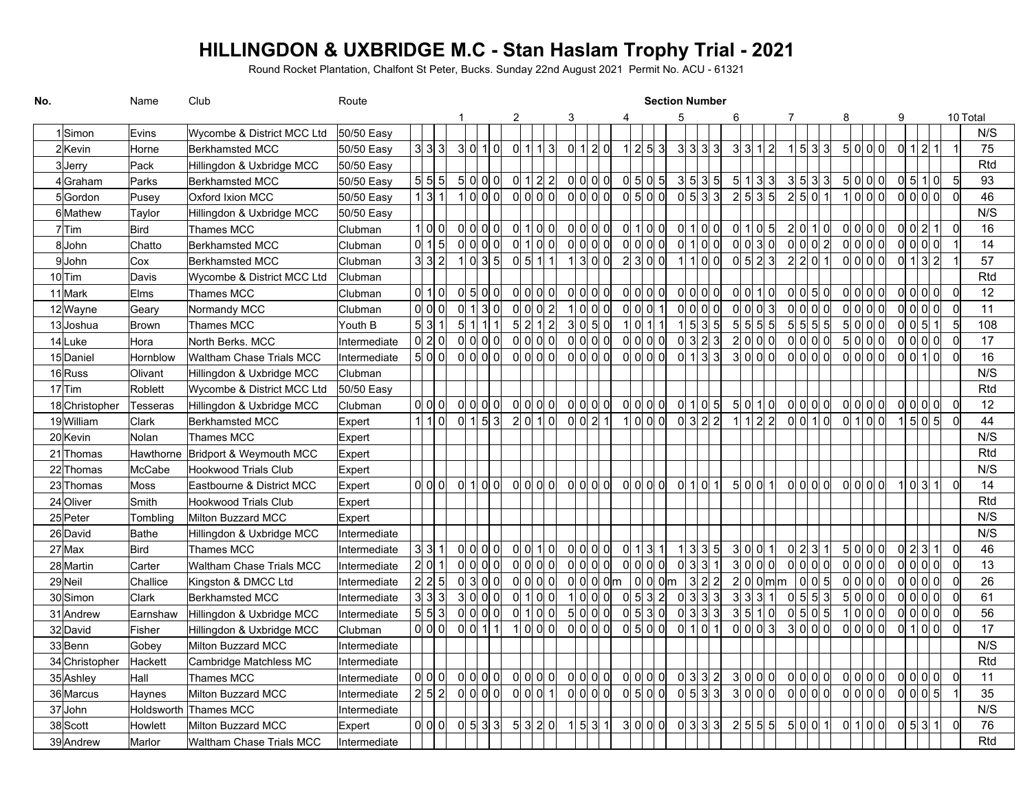# HILLINGDON & UXBRIDGE M.C - Stan Haslam Trophy Trial - 2021

Round Rocket Plantation, Chalfont St Peter, Bucks. Sunday 22nd August 2021 Permit No. ACU - 61321

| No. | Name | | Club | Route | Section Number | | | | | | | | | | | Total |
|---|---|---|---|---|---|---|---|---|---|---|---|---|---|---|---|---|
| | | | | | | 1 | 2 | 3 | 4 | 5 | 6 | 7 | 8 | 9 | 10 | |
| 1 | Simon | Evins | Wycombe & District MCC Ltd | 50/50 Easy | | | | | | | | | | | | N/S |
| 2 | Kevin | Horne | Berkhamsted MCC | 50/50 Easy | 3 3 3 | 3 0 1 0 | 0 1 1 3 | 0 1 2 0 | 1 2 5 3 | 3 3 3 3 | 3 3 1 2 | 1 5 3 3 | 5 0 0 0 | 0 1 2 1 | 1 | 75 |
| 3 | Jerry | Pack | Hillingdon & Uxbridge MCC | 50/50 Easy | | | | | | | | | | | | Rtd |
| 4 | Graham | Parks | Berkhamsted MCC | 50/50 Easy | 5 5 5 | 5 0 0 0 | 0 1 2 2 | 0 0 0 0 | 0 5 0 5 | 3 5 3 5 | 5 1 3 3 | 3 5 3 3 | 5 0 0 0 | 0 5 1 0 | 5 | 93 |
| 5 | Gordon | Pusey | Oxford Ixion MCC | 50/50 Easy | 1 3 1 | 1 0 0 0 | 0 0 0 0 | 0 0 0 0 | 0 5 0 0 | 0 5 3 3 | 2 5 3 5 | 2 5 0 1 | 1 0 0 0 | 0 0 0 0 | 0 | 46 |
| 6 | Mathew | Taylor | Hillingdon & Uxbridge MCC | 50/50 Easy | | | | | | | | | | | | N/S |
| 7 | Tim | Bird | Thames MCC | Clubman | 1 0 0 | 0 0 0 0 | 0 1 0 0 | 0 0 0 0 | 0 1 0 0 | 0 1 0 0 | 0 1 0 5 | 2 0 1 0 | 0 0 0 0 | 0 0 2 1 | 0 | 16 |
| 8 | John | Chatto | Berkhamsted MCC | Clubman | 0 1 5 | 0 0 0 0 | 0 1 0 0 | 0 0 0 0 | 0 0 0 0 | 0 1 0 0 | 0 0 3 0 | 0 0 0 2 | 0 0 0 0 | 0 0 0 0 | 1 | 14 |
| 9 | John | Cox | Berkhamsted MCC | Clubman | 3 3 2 | 1 0 3 5 | 0 5 1 1 | 1 3 0 0 | 2 3 0 0 | 1 1 0 0 | 0 5 2 3 | 2 2 0 1 | 0 0 0 0 | 0 1 3 2 | 1 | 57 |
| 10 | Tim | Davis | Wycombe & District MCC Ltd | Clubman | | | | | | | | | | | | Rtd |
| 11 | Mark | Elms | Thames MCC | Clubman | 0 1 0 | 0 5 0 0 | 0 0 0 0 | 0 0 0 0 | 0 0 0 0 | 0 0 0 0 | 0 0 1 0 | 0 0 5 0 | 0 0 0 0 | 0 0 0 0 | 0 | 12 |
| 12 | Wayne | Geary | Normandy MCC | Clubman | 0 0 0 | 0 1 3 0 | 0 0 0 2 | 1 0 0 0 | 0 0 0 1 | 0 0 0 0 | 0 0 0 3 | 0 0 0 0 | 0 0 0 0 | 0 0 0 0 | 0 | 11 |
| 13 | Joshua | Brown | Thames MCC | Youth B | 5 3 1 | 5 1 1 1 | 5 2 1 2 | 3 0 5 0 | 1 0 1 1 | 1 5 3 5 | 5 5 5 5 | 5 5 5 5 | 5 0 0 0 | 0 0 5 1 | 5 | 108 |
| 14 | Luke | Hora | North Berks. MCC | Intermediate | 0 2 0 | 0 0 0 0 | 0 0 0 0 | 0 0 0 0 | 0 0 0 0 | 0 3 2 3 | 2 0 0 0 | 0 0 0 0 | 5 0 0 0 | 0 0 0 0 | 0 | 17 |
| 15 | Daniel | Hornblow | Waltham Chase Trials MCC | Intermediate | 5 0 0 | 0 0 0 0 | 0 0 0 0 | 0 0 0 0 | 0 0 0 0 | 0 1 3 3 | 3 0 0 0 | 0 0 0 0 | 0 0 0 0 | 0 0 1 0 | 0 | 16 |
| 16 | Russ | Olivant | Hillingdon & Uxbridge MCC | Clubman | | | | | | | | | | | | N/S |
| 17 | Tim | Roblett | Wycombe & District MCC Ltd | 50/50 Easy | | | | | | | | | | | | Rtd |
| 18 | Christopher | Tesseras | Hillingdon & Uxbridge MCC | Clubman | 0 0 0 | 0 0 0 0 | 0 0 0 0 | 0 0 0 0 | 0 0 0 0 | 0 1 0 5 | 5 0 1 0 | 0 0 0 0 | 0 0 0 0 | 0 0 0 0 | 0 | 12 |
| 19 | William | Clark | Berkhamsted MCC | Expert | 1 1 0 | 0 1 5 3 | 2 0 1 0 | 0 0 2 1 | 1 0 0 0 | 0 3 2 2 | 1 1 2 2 | 0 0 1 0 | 0 1 0 0 | 1 5 0 5 | 0 | 44 |
| 20 | Kevin | Nolan | Thames MCC | Expert | | | | | | | | | | | | N/S |
| 21 | Thomas | Hawthorne | Bridport & Weymouth MCC | Expert | | | | | | | | | | | | Rtd |
| 22 | Thomas | McCabe | Hookwood Trials Club | Expert | | | | | | | | | | | | N/S |
| 23 | Thomas | Moss | Eastbourne & District MCC | Expert | 0 0 0 | 0 1 0 0 | 0 0 0 0 | 0 0 0 0 | 0 0 0 0 | 0 1 0 1 | 5 0 0 1 | 0 0 0 0 | 0 0 0 0 | 1 0 3 1 | 0 | 14 |
| 24 | Oliver | Smith | Hookwood Trials Club | Expert | | | | | | | | | | | | Rtd |
| 25 | Peter | Tombling | Milton Buzzard MCC | Expert | | | | | | | | | | | | N/S |
| 26 | David | Bathe | Hillingdon & Uxbridge MCC | Intermediate | | | | | | | | | | | | N/S |
| 27 | Max | Bird | Thames MCC | Intermediate | 3 3 1 | 0 0 0 0 | 0 0 1 0 | 0 0 0 0 | 0 1 3 1 | 1 3 3 5 | 3 0 0 1 | 0 2 3 1 | 5 0 0 0 | 0 2 3 1 | 0 | 46 |
| 28 | Martin | Carter | Waltham Chase Trials MCC | Intermediate | 2 0 1 | 0 0 0 0 | 0 0 0 0 | 0 0 0 0 | 0 0 0 0 | 0 3 3 1 | 3 0 0 0 | 0 0 0 0 | 0 0 0 0 | 0 0 0 0 | 0 | 13 |
| 29 | Neil | Challice | Kingston & DMCC Ltd | Intermediate | 2 2 5 | 0 3 0 0 | 0 0 0 0 | 0 0 0 0m | 0 0 0m | 3 2 2 | 2 0 0m m | 0 0 5 | 0 0 0 0 | 0 0 0 0 | 0 | 26 |
| 30 | Simon | Clark | Berkhamsted MCC | Intermediate | 3 3 3 | 3 0 0 0 | 0 1 0 0 | 1 0 0 0 | 0 5 3 2 | 0 3 3 3 | 3 3 3 1 | 0 5 5 3 | 5 0 0 0 | 0 0 0 0 | 0 | 61 |
| 31 | Andrew | Earnshaw | Hillingdon & Uxbridge MCC | Intermediate | 5 5 3 | 0 0 0 0 | 0 1 0 0 | 5 0 0 0 | 0 5 3 0 | 0 3 3 3 | 3 5 1 0 | 0 5 0 5 | 1 0 0 0 | 0 0 0 0 | 0 | 56 |
| 32 | David | Fisher | Hillingdon & Uxbridge MCC | Clubman | 0 0 0 | 0 0 1 1 | 1 0 0 0 | 0 0 0 0 | 0 5 0 0 | 0 1 0 1 | 0 0 0 3 | 3 0 0 0 | 0 0 0 0 | 0 1 0 0 | 0 | 17 |
| 33 | Benn | Gobey | Milton Buzzard MCC | Intermediate | | | | | | | | | | | | N/S |
| 34 | Christopher | Hackett | Cambridge Matchless MC | Intermediate | | | | | | | | | | | | Rtd |
| 35 | Ashley | Hall | Thames MCC | Intermediate | 0 0 0 | 0 0 0 0 | 0 0 0 0 | 0 0 0 0 | 0 0 0 0 | 0 3 3 2 | 3 0 0 0 | 0 0 0 0 | 0 0 0 0 | 0 0 0 0 | 0 | 11 |
| 36 | Marcus | Haynes | Milton Buzzard MCC | Intermediate | 2 5 2 | 0 0 0 0 | 0 0 0 1 | 0 0 0 0 | 0 5 0 0 | 0 5 3 3 | 3 0 0 0 | 0 0 0 0 | 0 0 0 0 | 0 0 0 5 | 1 | 35 |
| 37 | John | Holdsworth | Thames MCC | Intermediate | | | | | | | | | | | | N/S |
| 38 | Scott | Howlett | Milton Buzzard MCC | Expert | 0 0 0 | 0 5 3 3 | 5 3 2 0 | 1 5 3 1 | 3 0 0 0 | 0 3 3 3 | 2 5 5 5 | 5 0 0 1 | 0 1 0 0 | 0 5 3 1 | 0 | 76 |
| 39 | Andrew | Marlor | Waltham Chase Trials MCC | Intermediate | | | | | | | | | | | | Rtd |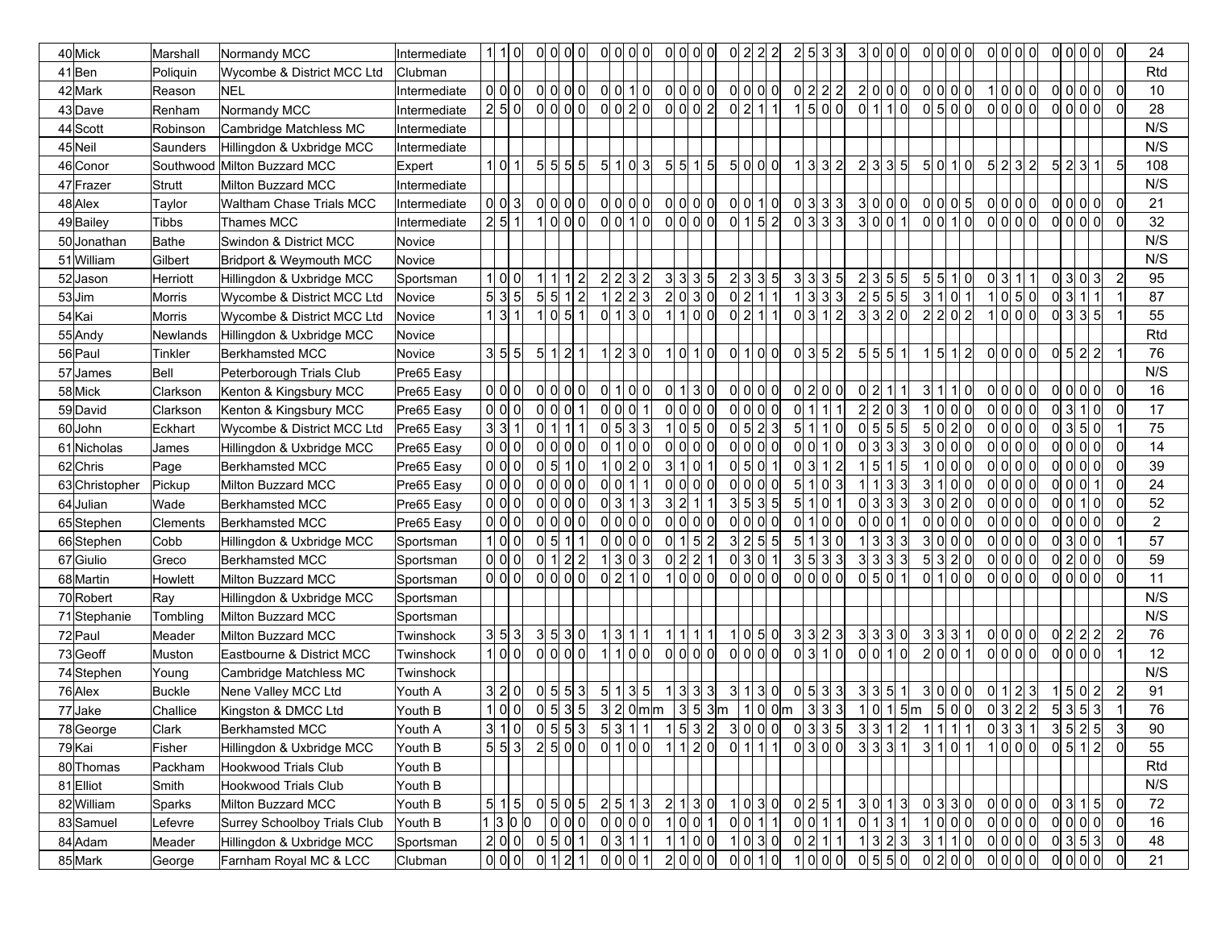| | | | | | | | | | | | | | | | | |
|---|---|---|---|---|---|---|---|---|---|---|---|---|---|---|---|---|
| 40 | Mick | Marshall | Normandy MCC | Intermediate | 1 1 0 | 0 0 0 0 | 0 0 0 0 | 0 0 0 0 | 0 2 2 2 | 2 5 3 3 | 3 0 0 0 | 0 0 0 0 | 0 0 0 0 | 0 0 0 0 | 0 | 24 |
| 41 | Ben | Poliquin | Wycombe & District MCC Ltd | Clubman | | | | | | | | | | | | Rtd |
| 42 | Mark | Reason | NEL | Intermediate | 0 0 0 | 0 0 0 0 | 0 0 1 0 | 0 0 0 0 | 0 0 0 0 | 0 2 2 2 | 2 0 0 0 | 0 0 0 0 | 1 0 0 0 | 0 0 0 0 | 0 | 10 |
| 43 | Dave | Renham | Normandy MCC | Intermediate | 2 5 0 | 0 0 0 0 | 0 0 2 0 | 0 0 0 2 | 0 2 1 1 | 1 5 0 0 | 0 1 1 0 | 0 5 0 0 | 0 0 0 0 | 0 0 0 0 | 0 | 28 |
| 44 | Scott | Robinson | Cambridge Matchless MC | Intermediate | | | | | | | | | | | | N/S |
| 45 | Neil | Saunders | Hillingdon & Uxbridge MCC | Intermediate | | | | | | | | | | | | N/S |
| 46 | Conor | Southwood | Milton Buzzard MCC | Expert | 1 0 1 | 5 5 5 5 | 5 1 0 3 | 5 5 1 5 | 5 0 0 0 | 1 3 3 2 | 2 3 3 5 | 5 0 1 0 | 5 2 3 2 | 5 2 3 1 | 5 | 108 |
| 47 | Frazer | Strutt | Milton Buzzard MCC | Intermediate | | | | | | | | | | | | N/S |
| 48 | Alex | Taylor | Waltham Chase Trials MCC | Intermediate | 0 0 3 | 0 0 0 0 | 0 0 0 0 | 0 0 0 0 | 0 0 1 0 | 0 3 3 3 | 3 0 0 0 | 0 0 0 5 | 0 0 0 0 | 0 0 0 0 | 0 | 21 |
| 49 | Bailey | Tibbs | Thames MCC | Intermediate | 2 5 1 | 1 0 0 0 | 0 0 1 0 | 0 0 0 0 | 0 1 5 2 | 0 3 3 3 | 3 0 0 1 | 0 0 1 0 | 0 0 0 0 | 0 0 0 0 | 0 | 32 |
| 50 | Jonathan | Bathe | Swindon & District MCC | Novice | | | | | | | | | | | | N/S |
| 51 | William | Gilbert | Bridport & Weymouth MCC | Novice | | | | | | | | | | | | N/S |
| 52 | Jason | Herriott | Hillingdon & Uxbridge MCC | Sportsman | 1 0 0 | 1 1 1 2 | 2 2 3 2 | 3 3 3 5 | 2 3 3 5 | 3 3 3 5 | 2 3 5 5 | 5 5 1 0 | 0 3 1 1 | 0 3 0 3 | 2 | 95 |
| 53 | Jim | Morris | Wycombe & District MCC Ltd | Novice | 5 3 5 | 5 5 1 2 | 1 2 2 3 | 2 0 3 0 | 0 2 1 1 | 1 3 3 3 | 2 5 5 5 | 3 1 0 1 | 1 0 5 0 | 0 3 1 1 | 1 | 87 |
| 54 | Kai | Morris | Wycombe & District MCC Ltd | Novice | 1 3 1 | 1 0 5 1 | 0 1 3 0 | 1 1 0 0 | 0 2 1 1 | 0 3 1 2 | 3 3 2 0 | 2 2 0 2 | 1 0 0 0 | 0 3 3 5 | 1 | 55 |
| 55 | Andy | Newlands | Hillingdon & Uxbridge MCC | Novice | | | | | | | | | | | | Rtd |
| 56 | Paul | Tinkler | Berkhamsted MCC | Novice | 3 5 5 | 5 1 2 1 | 1 2 3 0 | 1 0 1 0 | 0 1 0 0 | 0 3 5 2 | 5 5 5 1 | 1 5 1 2 | 0 0 0 0 | 0 5 2 2 | 1 | 76 |
| 57 | James | Bell | Peterborough Trials Club | Pre65 Easy | | | | | | | | | | | | N/S |
| 58 | Mick | Clarkson | Kenton & Kingsbury MCC | Pre65 Easy | 0 0 0 | 0 0 0 0 | 0 1 0 0 | 0 1 3 0 | 0 0 0 0 | 0 2 0 0 | 0 2 1 1 | 3 1 1 0 | 0 0 0 0 | 0 0 0 0 | 0 | 16 |
| 59 | David | Clarkson | Kenton & Kingsbury MCC | Pre65 Easy | 0 0 0 | 0 0 0 1 | 0 0 0 1 | 0 0 0 0 | 0 0 0 0 | 0 1 1 1 | 2 2 0 3 | 1 0 0 0 | 0 0 0 0 | 0 3 1 0 | 0 | 17 |
| 60 | John | Eckhart | Wycombe & District MCC Ltd | Pre65 Easy | 3 3 1 | 0 1 1 1 | 0 5 3 3 | 1 0 5 0 | 0 5 2 3 | 5 1 1 0 | 0 5 5 5 | 5 0 2 0 | 0 0 0 0 | 0 3 5 0 | 1 | 75 |
| 61 | Nicholas | James | Hillingdon & Uxbridge MCC | Pre65 Easy | 0 0 0 | 0 0 0 0 | 0 1 0 0 | 0 0 0 0 | 0 0 0 0 | 0 0 1 0 | 0 3 3 3 | 3 0 0 0 | 0 0 0 0 | 0 0 0 0 | 0 | 14 |
| 62 | Chris | Page | Berkhamsted MCC | Pre65 Easy | 0 0 0 | 0 5 1 0 | 1 0 2 0 | 3 1 0 1 | 0 5 0 1 | 0 3 1 2 | 1 5 1 5 | 1 0 0 0 | 0 0 0 0 | 0 0 0 0 | 0 | 39 |
| 63 | Christopher | Pickup | Milton Buzzard MCC | Pre65 Easy | 0 0 0 | 0 0 0 0 | 0 0 1 1 | 0 0 0 0 | 0 0 0 0 | 5 1 0 3 | 1 1 3 3 | 3 1 0 0 | 0 0 0 0 | 0 0 0 1 | 0 | 24 |
| 64 | Julian | Wade | Berkhamsted MCC | Pre65 Easy | 0 0 0 | 0 0 0 0 | 0 3 1 3 | 3 2 1 1 | 3 5 3 5 | 5 1 0 1 | 0 3 3 3 | 3 0 2 0 | 0 0 0 0 | 0 0 1 0 | 0 | 52 |
| 65 | Stephen | Clements | Berkhamsted MCC | Pre65 Easy | 0 0 0 | 0 0 0 0 | 0 0 0 0 | 0 0 0 0 | 0 0 0 0 | 0 1 0 0 | 0 0 0 1 | 0 0 0 0 | 0 0 0 0 | 0 0 0 0 | 0 | 2 |
| 66 | Stephen | Cobb | Hillingdon & Uxbridge MCC | Sportsman | 1 0 0 | 0 5 1 1 | 0 0 0 0 | 0 1 5 2 | 3 2 5 5 | 5 1 3 0 | 1 3 3 3 | 3 0 0 0 | 0 0 0 0 | 0 3 0 0 | 1 | 57 |
| 67 | Giulio | Greco | Berkhamsted MCC | Sportsman | 0 0 0 | 0 1 2 2 | 1 3 0 3 | 0 2 2 1 | 0 3 0 1 | 3 5 3 3 | 3 3 3 3 | 5 3 2 0 | 0 0 0 0 | 0 2 0 0 | 0 | 59 |
| 68 | Martin | Howlett | Milton Buzzard MCC | Sportsman | 0 0 0 | 0 0 0 0 | 0 2 1 0 | 1 0 0 0 | 0 0 0 0 | 0 0 0 0 | 0 5 0 1 | 0 1 0 0 | 0 0 0 0 | 0 0 0 0 | 0 | 11 |
| 70 | Robert | Ray | Hillingdon & Uxbridge MCC | Sportsman | | | | | | | | | | | | N/S |
| 71 | Stephanie | Tombling | Milton Buzzard MCC | Sportsman | | | | | | | | | | | | N/S |
| 72 | Paul | Meader | Milton Buzzard MCC | Twinshock | 3 5 3 | 3 5 3 0 | 1 3 1 1 | 1 1 1 1 | 1 0 5 0 | 3 3 2 3 | 3 3 3 0 | 3 3 3 1 | 0 0 0 0 | 0 2 2 2 | 2 | 76 |
| 73 | Geoff | Muston | Eastbourne & District MCC | Twinshock | 1 0 0 | 0 0 0 0 | 1 1 0 0 | 0 0 0 0 | 0 0 0 0 | 0 3 1 0 | 0 0 1 0 | 2 0 0 1 | 0 0 0 0 | 0 0 0 0 | 1 | 12 |
| 74 | Stephen | Young | Cambridge Matchless MC | Twinshock | | | | | | | | | | | | N/S |
| 76 | Alex | Buckle | Nene Valley MCC Ltd | Youth A | 3 2 0 | 0 5 5 3 | 5 1 3 5 | 1 3 3 3 | 3 1 3 0 | 0 5 3 3 | 3 3 5 1 | 3 0 0 0 | 0 1 2 3 | 1 5 0 2 | 2 | 91 |
| 77 | Jake | Challice | Kingston & DMCC Ltd | Youth B | 1 0 0 | 0 5 3 5 | 3 2 0m m | m 3 5 3m | 1 0 0m | 3 3 3 | 1 0 1 5m | 5 0 0 | 0 3 2 2 | 5 3 5 3 | 1 | 76 |
| 78 | George | Clark | Berkhamsted MCC | Youth A | 3 1 0 | 0 5 5 3 | 5 3 1 1 | 1 5 3 2 | 3 0 0 0 | 0 3 3 5 | 3 3 1 2 | 1 1 1 1 | 0 3 3 1 | 3 5 2 5 | 3 | 90 |
| 79 | Kai | Fisher | Hillingdon & Uxbridge MCC | Youth B | 5 5 3 | 2 5 0 0 | 0 1 0 0 | 1 1 2 0 | 0 1 1 1 | 0 3 0 0 | 3 3 3 1 | 3 1 0 1 | 1 0 0 0 | 0 5 1 2 | 0 | 55 |
| 80 | Thomas | Packham | Hookwood Trials Club | Youth B | | | | | | | | | | | | Rtd |
| 81 | Elliot | Smith | Hookwood Trials Club | Youth B | | | | | | | | | | | | N/S |
| 82 | William | Sparks | Milton Buzzard MCC | Youth B | 5 1 5 | 0 5 0 5 | 2 5 1 3 | 2 1 3 0 | 1 0 3 0 | 0 2 5 1 | 3 0 1 3 | 0 3 3 0 | 0 0 0 0 | 0 3 1 5 | 0 | 72 |
| 83 | Samuel | Lefevre | Surrey Schoolboy Trials Club | Youth B | 1 3 0 0 | 0 0 0 | 0 0 0 0 | 1 0 0 1 | 0 0 1 1 | 0 0 1 1 | 0 1 3 1 | 1 0 0 0 | 0 0 0 0 | 0 0 0 0 | 0 | 16 |
| 84 | Adam | Meader | Hillingdon & Uxbridge MCC | Sportsman | 2 0 0 | 0 5 0 1 | 0 3 1 1 | 1 1 0 0 | 1 0 3 0 | 0 2 1 1 | 1 3 2 3 | 3 1 1 0 | 0 0 0 0 | 0 3 5 3 | 0 | 48 |
| 85 | Mark | George | Farnham Royal MC & LCC | Clubman | 0 0 0 | 0 1 2 1 | 0 0 0 1 | 2 0 0 0 | 0 0 1 0 | 1 0 0 0 | 0 5 5 0 | 0 2 0 0 | 0 0 0 0 | 0 0 0 0 | 0 | 21 |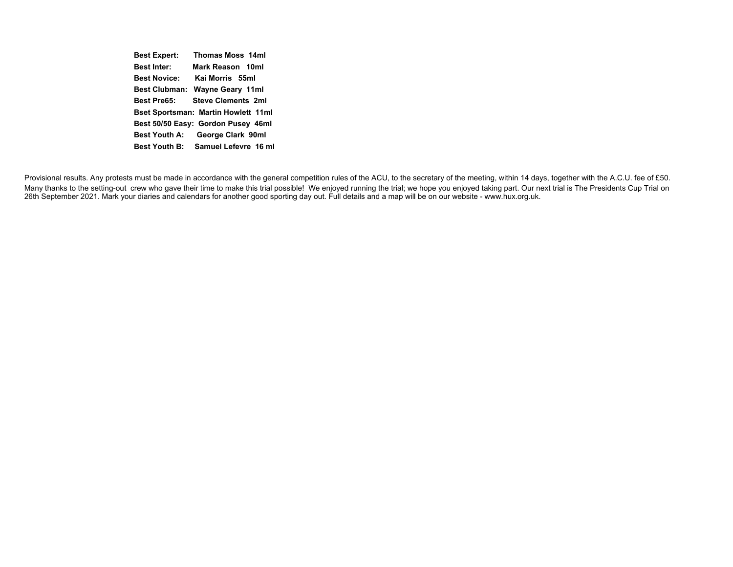**Best Expert:** **Thomas Moss 14ml**
**Best Inter:** **Mark Reason 10ml**
**Best Novice:** **Kai Morris 55ml**
**Best Clubman:** **Wayne Geary 11ml**
**Best Pre65:** **Steve Clements 2ml**
**Bset Sportsman:** **Martin Howlett 11ml**
**Best 50/50 Easy:** **Gordon Pusey 46ml**
**Best Youth A:** **George Clark 90ml**
**Best Youth B:** **Samuel Lefevre 16 ml**

Provisional results. Any protests must be made in accordance with the general competition rules of the ACU, to the secretary of the meeting, within 14 days, together with the A.C.U. fee of £50.
Many thanks to the setting-out crew who gave their time to make this trial possible! We enjoyed running the trial; we hope you enjoyed taking part. Our next trial is The Presidents Cup Trial on 26th September 2021. Mark your diaries and calendars for another good sporting day out. Full details and a map will be on our website - www.hux.org.uk.